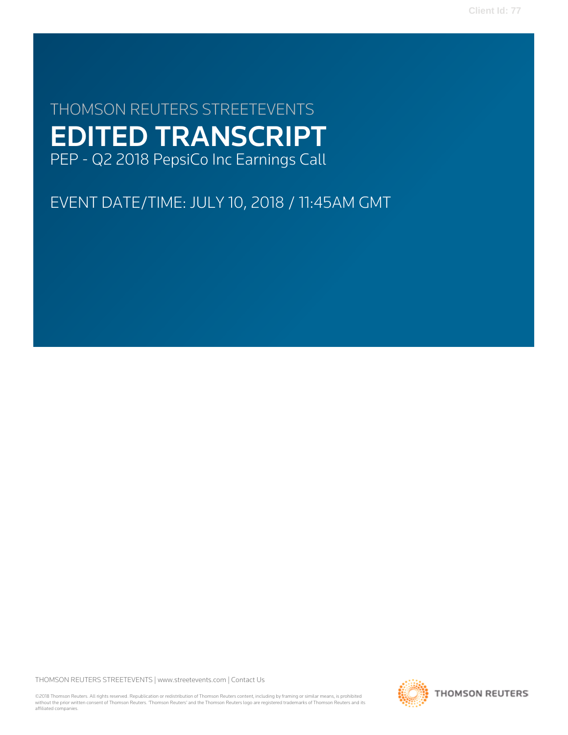Client Id: 77

THOMSON REUTERS STREETEVENTS

# EDITED TRANSCRIPT

PEP - Q2 2018 PepsiCo Inc Earnings Call

EVENT DATE/TIME: JULY 10, 2018 / 11:45AM GMT

THOMSON REUTERS STREETEVENTS | www.streetevents.com | Contact Us

©2018 Thomson Reuters. All rights reserved. Republication or redistribution of Thomson Reuters content, including by framing or similar means, is prohibited without the prior written consent of Thomson Reuters. 'Thomson Reuters' and the Thomson Reuters logo are registered trademarks of Thomson Reuters and its affiliated companies.

THOMSON REUTERS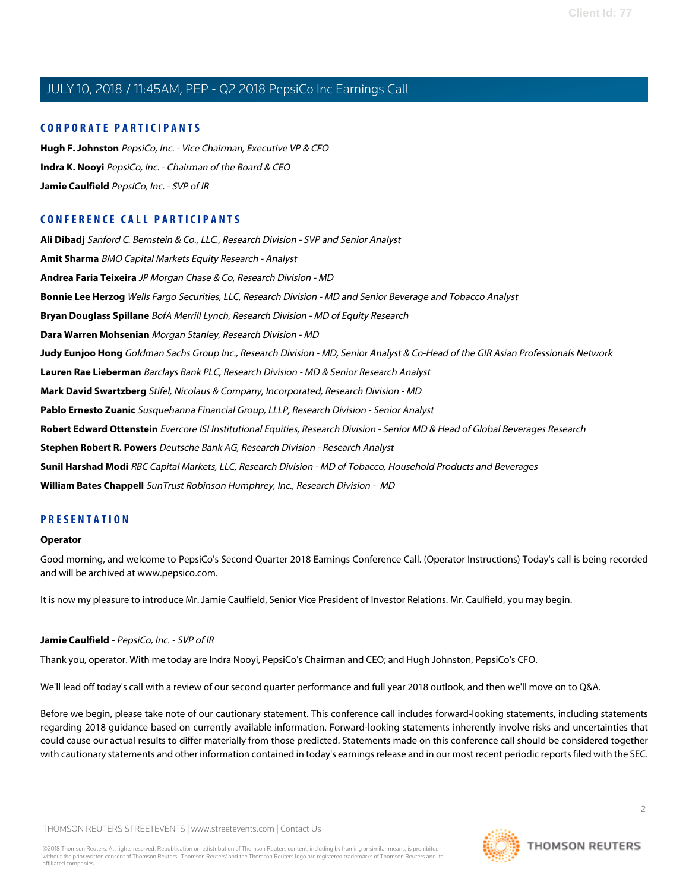## CORPORATE PARTICIPANTS

**Hugh F. Johnston** *PepsiCo, Inc. - Vice Chairman, Executive VP & CFO*

**Indra K. Nooyi** *PepsiCo, Inc. - Chairman of the Board & CEO*

**Jamie Caulfield** *PepsiCo, Inc. - SVP of IR*

## CONFERENCE CALL PARTICIPANTS

**Ali Dibadj** *Sanford C. Bernstein & Co., LLC., Research Division - SVP and Senior Analyst*

**Amit Sharma** *BMO Capital Markets Equity Research - Analyst*

**Andrea Faria Teixeira** *JP Morgan Chase & Co, Research Division - MD*

**Bonnie Lee Herzog** *Wells Fargo Securities, LLC, Research Division - MD and Senior Beverage and Tobacco Analyst*

**Bryan Douglass Spillane** *BofA Merrill Lynch, Research Division - MD of Equity Research*

**Dara Warren Mohsenian** *Morgan Stanley, Research Division - MD*

**Judy Eunjoo Hong** *Goldman Sachs Group Inc., Research Division - MD, Senior Analyst & Co-Head of the GIR Asian Professionals Network*

**Lauren Rae Lieberman** *Barclays Bank PLC, Research Division - MD & Senior Research Analyst*

**Mark David Swartzberg** *Stifel, Nicolaus & Company, Incorporated, Research Division - MD*

**Pablo Ernesto Zuanic** *Susquehanna Financial Group, LLLP, Research Division - Senior Analyst*

**Robert Edward Ottenstein** *Evercore ISI Institutional Equities, Research Division - Senior MD & Head of Global Beverages Research*

**Stephen Robert R. Powers** *Deutsche Bank AG, Research Division - Research Analyst*

**Sunil Harshad Modi** *RBC Capital Markets, LLC, Research Division - MD of Tobacco, Household Products and Beverages*

**William Bates Chappell** *SunTrust Robinson Humphrey, Inc., Research Division - MD*

## PRESENTATION

**Operator**

Good morning, and welcome to PepsiCo's Second Quarter 2018 Earnings Conference Call. (Operator Instructions) Today's call is being recorded and will be archived at www.pepsico.com.

It is now my pleasure to introduce Mr. Jamie Caulfield, Senior Vice President of Investor Relations. Mr. Caulfield, you may begin.

---

**Jamie Caulfield** - *PepsiCo, Inc. - SVP of IR*

Thank you, operator. With me today are Indra Nooyi, PepsiCo's Chairman and CEO; and Hugh Johnston, PepsiCo's CFO.

We'll lead off today's call with a review of our second quarter performance and full year 2018 outlook, and then we'll move on to Q&A.

Before we begin, please take note of our cautionary statement. This conference call includes forward-looking statements, including statements regarding 2018 guidance based on currently available information. Forward-looking statements inherently involve risks and uncertainties that could cause our actual results to differ materially from those predicted. Statements made on this conference call should be considered together with cautionary statements and other information contained in today's earnings release and in our most recent periodic reports filed with the SEC.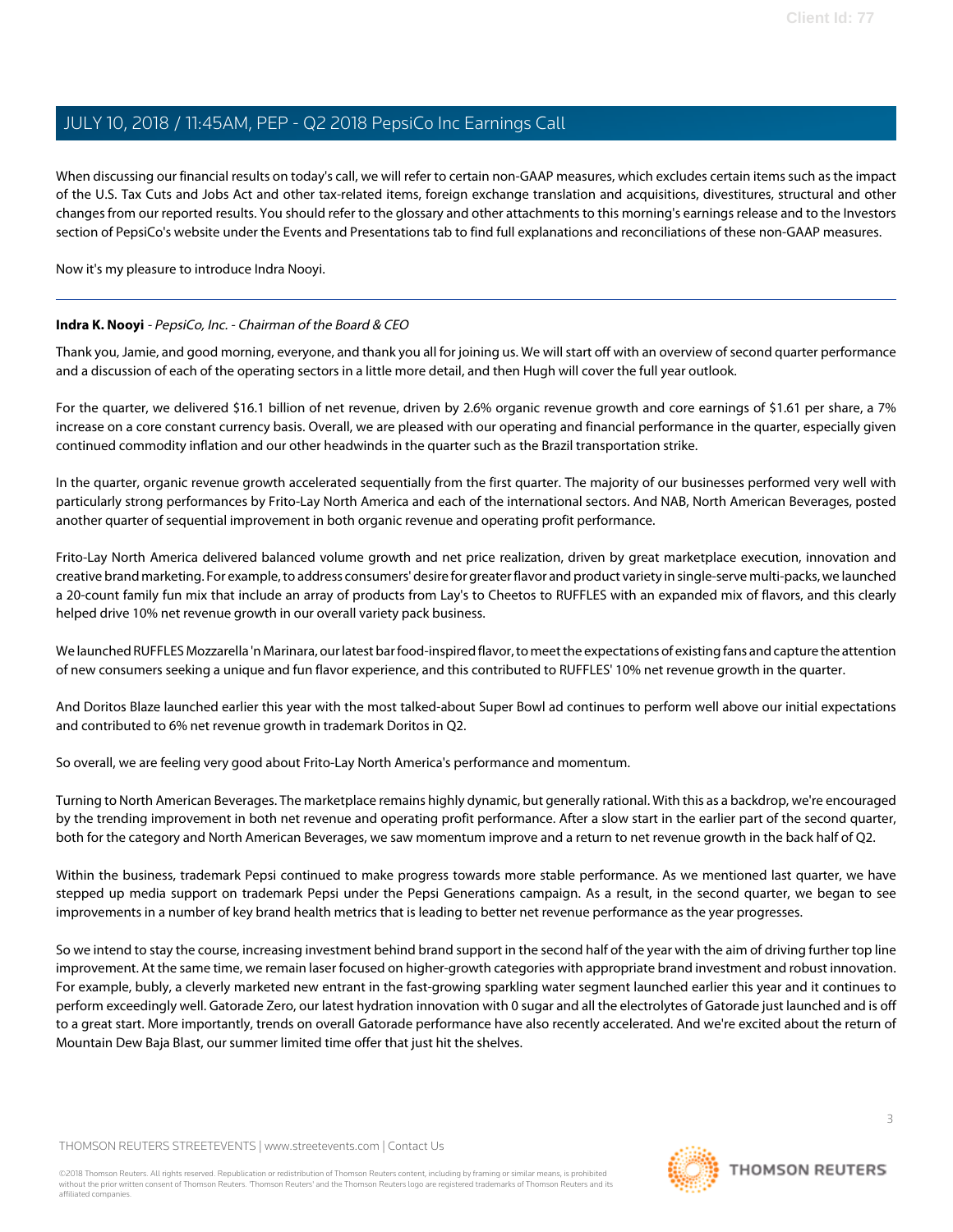When discussing our financial results on today's call, we will refer to certain non-GAAP measures, which excludes certain items such as the impact of the U.S. Tax Cuts and Jobs Act and other tax-related items, foreign exchange translation and acquisitions, divestitures, structural and other changes from our reported results. You should refer to the glossary and other attachments to this morning's earnings release and to the Investors section of PepsiCo's website under the Events and Presentations tab to find full explanations and reconciliations of these non-GAAP measures.

Now it's my pleasure to introduce Indra Nooyi.

---

**Indra K. Nooyi** - *PepsiCo, Inc. - Chairman of the Board & CEO*

Thank you, Jamie, and good morning, everyone, and thank you all for joining us. We will start off with an overview of second quarter performance and a discussion of each of the operating sectors in a little more detail, and then Hugh will cover the full year outlook.

For the quarter, we delivered $16.1 billion of net revenue, driven by 2.6% organic revenue growth and core earnings of $1.61 per share, a 7% increase on a core constant currency basis. Overall, we are pleased with our operating and financial performance in the quarter, especially given continued commodity inflation and our other headwinds in the quarter such as the Brazil transportation strike.

In the quarter, organic revenue growth accelerated sequentially from the first quarter. The majority of our businesses performed very well with particularly strong performances by Frito-Lay North America and each of the international sectors. And NAB, North American Beverages, posted another quarter of sequential improvement in both organic revenue and operating profit performance.

Frito-Lay North America delivered balanced volume growth and net price realization, driven by great marketplace execution, innovation and creative brand marketing. For example, to address consumers' desire for greater flavor and product variety in single-serve multi-packs, we launched a 20-count family fun mix that include an array of products from Lay's to Cheetos to RUFFLES with an expanded mix of flavors, and this clearly helped drive 10% net revenue growth in our overall variety pack business.

We launched RUFFLES Mozzarella 'n Marinara, our latest bar food-inspired flavor, to meet the expectations of existing fans and capture the attention of new consumers seeking a unique and fun flavor experience, and this contributed to RUFFLES' 10% net revenue growth in the quarter.

And Doritos Blaze launched earlier this year with the most talked-about Super Bowl ad continues to perform well above our initial expectations and contributed to 6% net revenue growth in trademark Doritos in Q2.

So overall, we are feeling very good about Frito-Lay North America's performance and momentum.

Turning to North American Beverages. The marketplace remains highly dynamic, but generally rational. With this as a backdrop, we're encouraged by the trending improvement in both net revenue and operating profit performance. After a slow start in the earlier part of the second quarter, both for the category and North American Beverages, we saw momentum improve and a return to net revenue growth in the back half of Q2.

Within the business, trademark Pepsi continued to make progress towards more stable performance. As we mentioned last quarter, we have stepped up media support on trademark Pepsi under the Pepsi Generations campaign. As a result, in the second quarter, we began to see improvements in a number of key brand health metrics that is leading to better net revenue performance as the year progresses.

So we intend to stay the course, increasing investment behind brand support in the second half of the year with the aim of driving further top line improvement. At the same time, we remain laser focused on higher-growth categories with appropriate brand investment and robust innovation. For example, bubly, a cleverly marketed new entrant in the fast-growing sparkling water segment launched earlier this year and it continues to perform exceedingly well. Gatorade Zero, our latest hydration innovation with 0 sugar and all the electrolytes of Gatorade just launched and is off to a great start. More importantly, trends on overall Gatorade performance have also recently accelerated. And we're excited about the return of Mountain Dew Baja Blast, our summer limited time offer that just hit the shelves.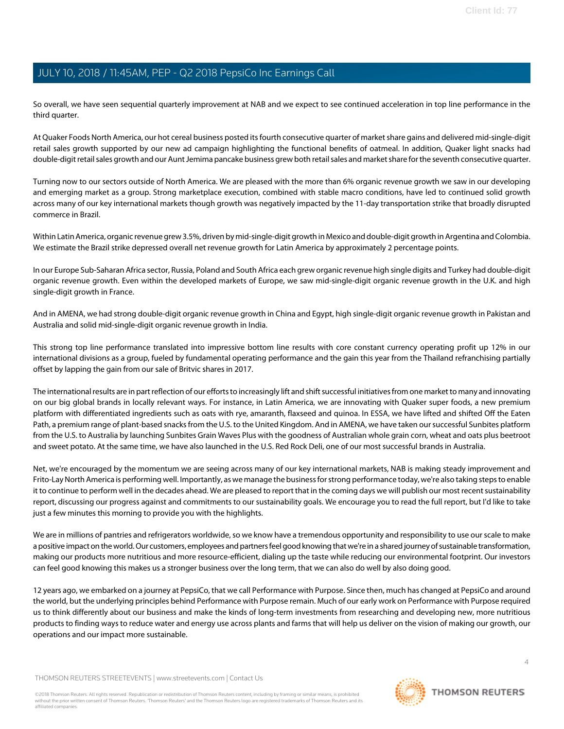So overall, we have seen sequential quarterly improvement at NAB and we expect to see continued acceleration in top line performance in the third quarter.

At Quaker Foods North America, our hot cereal business posted its fourth consecutive quarter of market share gains and delivered mid-single-digit retail sales growth supported by our new ad campaign highlighting the functional benefits of oatmeal. In addition, Quaker light snacks had double-digit retail sales growth and our Aunt Jemima pancake business grew both retail sales and market share for the seventh consecutive quarter.

Turning now to our sectors outside of North America. We are pleased with the more than 6% organic revenue growth we saw in our developing and emerging market as a group. Strong marketplace execution, combined with stable macro conditions, have led to continued solid growth across many of our key international markets though growth was negatively impacted by the 11-day transportation strike that broadly disrupted commerce in Brazil.

Within Latin America, organic revenue grew 3.5%, driven by mid-single-digit growth in Mexico and double-digit growth in Argentina and Colombia. We estimate the Brazil strike depressed overall net revenue growth for Latin America by approximately 2 percentage points.

In our Europe Sub-Saharan Africa sector, Russia, Poland and South Africa each grew organic revenue high single digits and Turkey had double-digit organic revenue growth. Even within the developed markets of Europe, we saw mid-single-digit organic revenue growth in the U.K. and high single-digit growth in France.

And in AMENA, we had strong double-digit organic revenue growth in China and Egypt, high single-digit organic revenue growth in Pakistan and Australia and solid mid-single-digit organic revenue growth in India.

This strong top line performance translated into impressive bottom line results with core constant currency operating profit up 12% in our international divisions as a group, fueled by fundamental operating performance and the gain this year from the Thailand refranchising partially offset by lapping the gain from our sale of Britvic shares in 2017.

The international results are in part reflection of our efforts to increasingly lift and shift successful initiatives from one market to many and innovating on our big global brands in locally relevant ways. For instance, in Latin America, we are innovating with Quaker super foods, a new premium platform with differentiated ingredients such as oats with rye, amaranth, flaxseed and quinoa. In ESSA, we have lifted and shifted Off the Eaten Path, a premium range of plant-based snacks from the U.S. to the United Kingdom. And in AMENA, we have taken our successful Sunbites platform from the U.S. to Australia by launching Sunbites Grain Waves Plus with the goodness of Australian whole grain corn, wheat and oats plus beetroot and sweet potato. At the same time, we have also launched in the U.S. Red Rock Deli, one of our most successful brands in Australia.

Net, we're encouraged by the momentum we are seeing across many of our key international markets, NAB is making steady improvement and Frito-Lay North America is performing well. Importantly, as we manage the business for strong performance today, we're also taking steps to enable it to continue to perform well in the decades ahead. We are pleased to report that in the coming days we will publish our most recent sustainability report, discussing our progress against and commitments to our sustainability goals. We encourage you to read the full report, but I'd like to take just a few minutes this morning to provide you with the highlights.

We are in millions of pantries and refrigerators worldwide, so we know have a tremendous opportunity and responsibility to use our scale to make a positive impact on the world. Our customers, employees and partners feel good knowing that we're in a shared journey of sustainable transformation, making our products more nutritious and more resource-efficient, dialing up the taste while reducing our environmental footprint. Our investors can feel good knowing this makes us a stronger business over the long term, that we can also do well by also doing good.

12 years ago, we embarked on a journey at PepsiCo, that we call Performance with Purpose. Since then, much has changed at PepsiCo and around the world, but the underlying principles behind Performance with Purpose remain. Much of our early work on Performance with Purpose required us to think differently about our business and make the kinds of long-term investments from researching and developing new, more nutritious products to finding ways to reduce water and energy use across plants and farms that will help us deliver on the vision of making our growth, our operations and our impact more sustainable.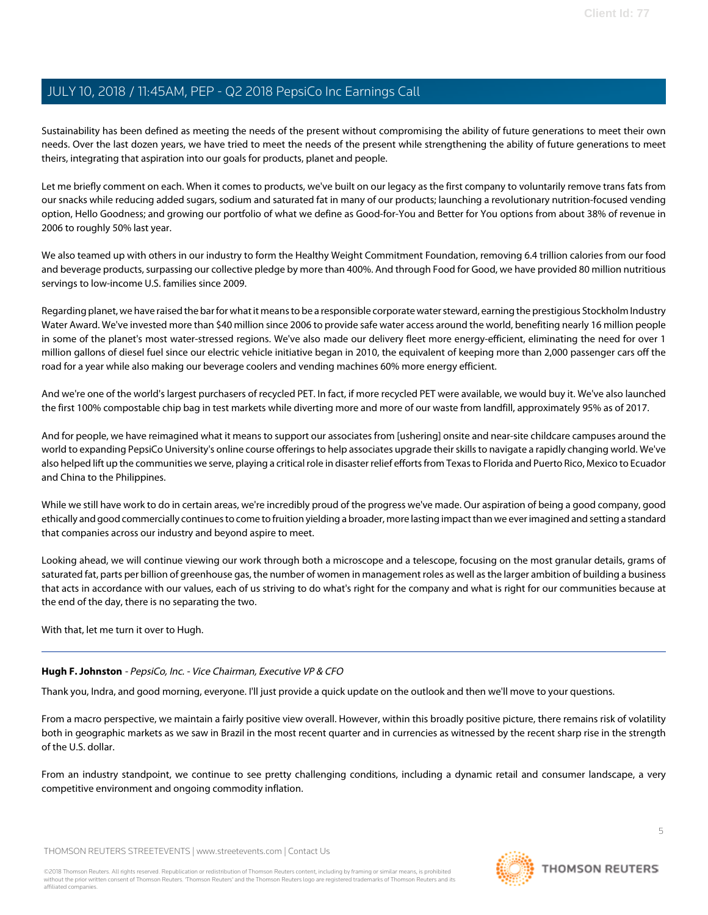Sustainability has been defined as meeting the needs of the present without compromising the ability of future generations to meet their own needs. Over the last dozen years, we have tried to meet the needs of the present while strengthening the ability of future generations to meet theirs, integrating that aspiration into our goals for products, planet and people.

Let me briefly comment on each. When it comes to products, we've built on our legacy as the first company to voluntarily remove trans fats from our snacks while reducing added sugars, sodium and saturated fat in many of our products; launching a revolutionary nutrition-focused vending option, Hello Goodness; and growing our portfolio of what we define as Good-for-You and Better for You options from about 38% of revenue in 2006 to roughly 50% last year.

We also teamed up with others in our industry to form the Healthy Weight Commitment Foundation, removing 6.4 trillion calories from our food and beverage products, surpassing our collective pledge by more than 400%. And through Food for Good, we have provided 80 million nutritious servings to low-income U.S. families since 2009.

Regarding planet, we have raised the bar for what it means to be a responsible corporate water steward, earning the prestigious Stockholm Industry Water Award. We've invested more than $40 million since 2006 to provide safe water access around the world, benefiting nearly 16 million people in some of the planet's most water-stressed regions. We've also made our delivery fleet more energy-efficient, eliminating the need for over 1 million gallons of diesel fuel since our electric vehicle initiative began in 2010, the equivalent of keeping more than 2,000 passenger cars off the road for a year while also making our beverage coolers and vending machines 60% more energy efficient.

And we're one of the world's largest purchasers of recycled PET. In fact, if more recycled PET were available, we would buy it. We've also launched the first 100% compostable chip bag in test markets while diverting more and more of our waste from landfill, approximately 95% as of 2017.

And for people, we have reimagined what it means to support our associates from [ushering] onsite and near-site childcare campuses around the world to expanding PepsiCo University's online course offerings to help associates upgrade their skills to navigate a rapidly changing world. We've also helped lift up the communities we serve, playing a critical role in disaster relief efforts from Texas to Florida and Puerto Rico, Mexico to Ecuador and China to the Philippines.

While we still have work to do in certain areas, we're incredibly proud of the progress we've made. Our aspiration of being a good company, good ethically and good commercially continues to come to fruition yielding a broader, more lasting impact than we ever imagined and setting a standard that companies across our industry and beyond aspire to meet.

Looking ahead, we will continue viewing our work through both a microscope and a telescope, focusing on the most granular details, grams of saturated fat, parts per billion of greenhouse gas, the number of women in management roles as well as the larger ambition of building a business that acts in accordance with our values, each of us striving to do what's right for the company and what is right for our communities because at the end of the day, there is no separating the two.

With that, let me turn it over to Hugh.

---

**Hugh F. Johnston** - *PepsiCo, Inc. - Vice Chairman, Executive VP & CFO*

Thank you, Indra, and good morning, everyone. I'll just provide a quick update on the outlook and then we'll move to your questions.

From a macro perspective, we maintain a fairly positive view overall. However, within this broadly positive picture, there remains risk of volatility both in geographic markets as we saw in Brazil in the most recent quarter and in currencies as witnessed by the recent sharp rise in the strength of the U.S. dollar.

From an industry standpoint, we continue to see pretty challenging conditions, including a dynamic retail and consumer landscape, a very competitive environment and ongoing commodity inflation.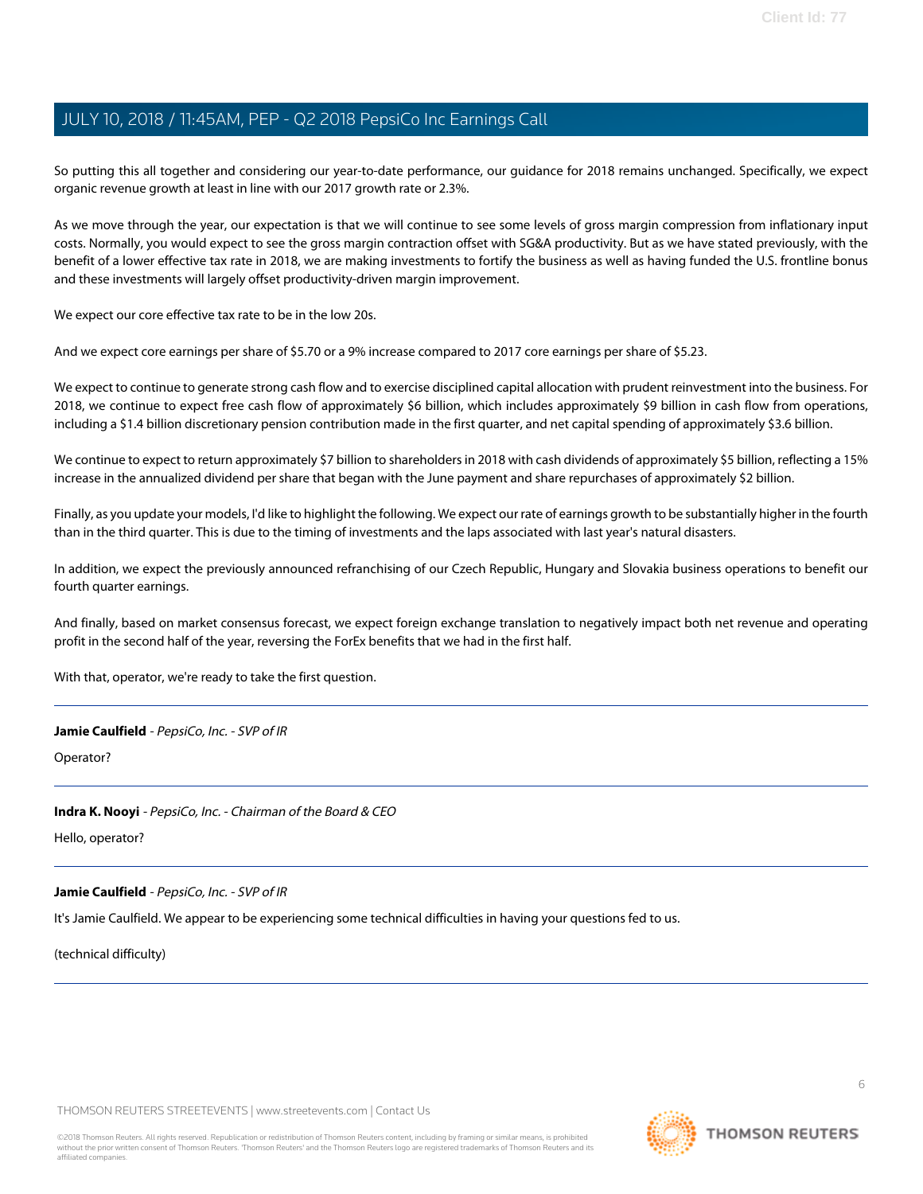So putting this all together and considering our year-to-date performance, our guidance for 2018 remains unchanged. Specifically, we expect organic revenue growth at least in line with our 2017 growth rate or 2.3%.

As we move through the year, our expectation is that we will continue to see some levels of gross margin compression from inflationary input costs. Normally, you would expect to see the gross margin contraction offset with SG&A productivity. But as we have stated previously, with the benefit of a lower effective tax rate in 2018, we are making investments to fortify the business as well as having funded the U.S. frontline bonus and these investments will largely offset productivity-driven margin improvement.

We expect our core effective tax rate to be in the low 20s.

And we expect core earnings per share of $5.70 or a 9% increase compared to 2017 core earnings per share of $5.23.

We expect to continue to generate strong cash flow and to exercise disciplined capital allocation with prudent reinvestment into the business. For 2018, we continue to expect free cash flow of approximately $6 billion, which includes approximately $9 billion in cash flow from operations, including a $1.4 billion discretionary pension contribution made in the first quarter, and net capital spending of approximately $3.6 billion.

We continue to expect to return approximately $7 billion to shareholders in 2018 with cash dividends of approximately $5 billion, reflecting a 15% increase in the annualized dividend per share that began with the June payment and share repurchases of approximately $2 billion.

Finally, as you update your models, I'd like to highlight the following. We expect our rate of earnings growth to be substantially higher in the fourth than in the third quarter. This is due to the timing of investments and the laps associated with last year's natural disasters.

In addition, we expect the previously announced refranchising of our Czech Republic, Hungary and Slovakia business operations to benefit our fourth quarter earnings.

And finally, based on market consensus forecast, we expect foreign exchange translation to negatively impact both net revenue and operating profit in the second half of the year, reversing the ForEx benefits that we had in the first half.

With that, operator, we're ready to take the first question.

---

**Jamie Caulfield** - *PepsiCo, Inc. - SVP of IR*

Operator?

---

**Indra K. Nooyi** - *PepsiCo, Inc. - Chairman of the Board & CEO*

Hello, operator?

---

**Jamie Caulfield** - *PepsiCo, Inc. - SVP of IR*

It's Jamie Caulfield. We appear to be experiencing some technical difficulties in having your questions fed to us.

(technical difficulty)

---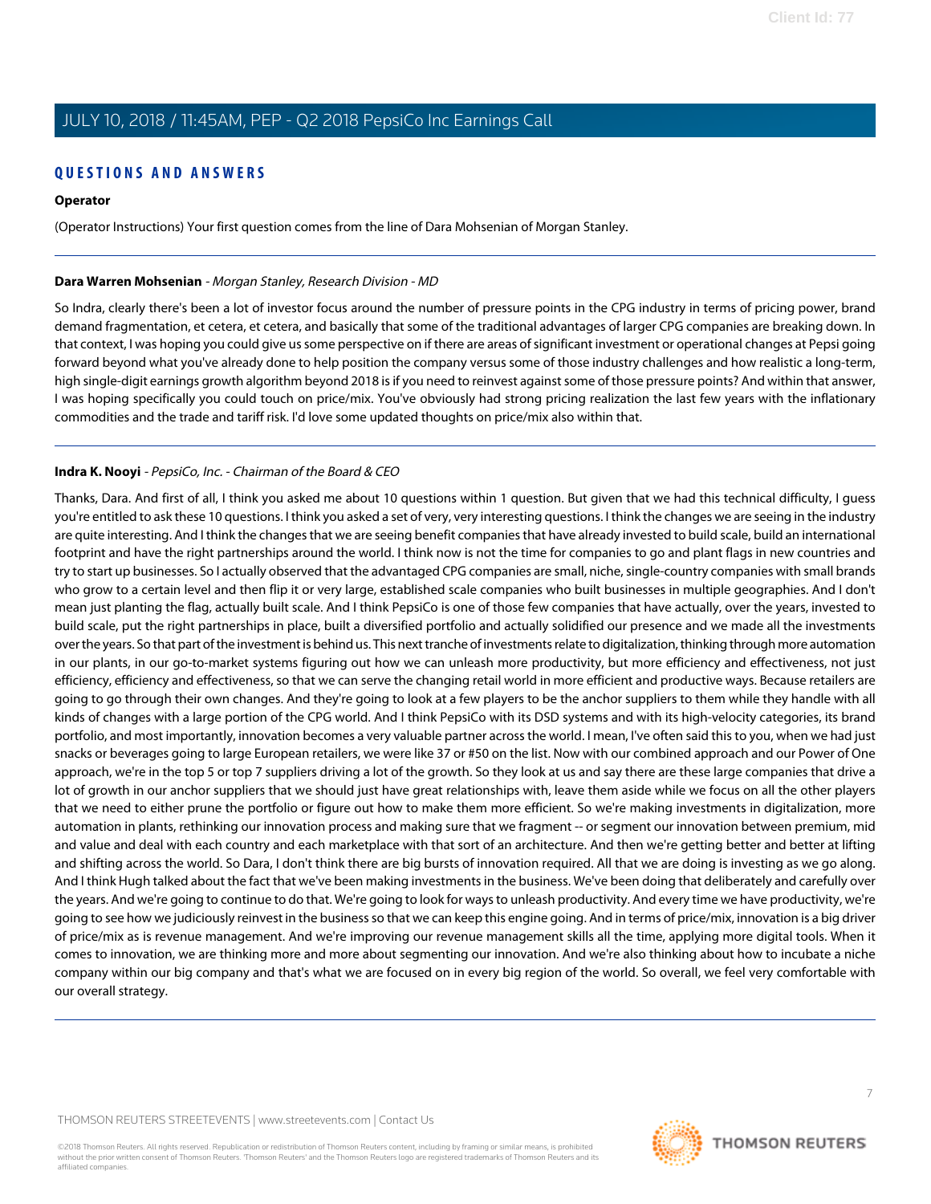## QUESTIONS AND ANSWERS

**Operator**

(Operator Instructions) Your first question comes from the line of Dara Mohsenian of Morgan Stanley.

---

**Dara Warren Mohsenian** - *Morgan Stanley, Research Division - MD*

So Indra, clearly there's been a lot of investor focus around the number of pressure points in the CPG industry in terms of pricing power, brand demand fragmentation, et cetera, et cetera, and basically that some of the traditional advantages of larger CPG companies are breaking down. In that context, I was hoping you could give us some perspective on if there are areas of significant investment or operational changes at Pepsi going forward beyond what you've already done to help position the company versus some of those industry challenges and how realistic a long-term, high single-digit earnings growth algorithm beyond 2018 is if you need to reinvest against some of those pressure points? And within that answer, I was hoping specifically you could touch on price/mix. You've obviously had strong pricing realization the last few years with the inflationary commodities and the trade and tariff risk. I'd love some updated thoughts on price/mix also within that.

---

**Indra K. Nooyi** - *PepsiCo, Inc. - Chairman of the Board & CEO*

Thanks, Dara. And first of all, I think you asked me about 10 questions within 1 question. But given that we had this technical difficulty, I guess you're entitled to ask these 10 questions. I think you asked a set of very, very interesting questions. I think the changes we are seeing in the industry are quite interesting. And I think the changes that we are seeing benefit companies that have already invested to build scale, build an international footprint and have the right partnerships around the world. I think now is not the time for companies to go and plant flags in new countries and try to start up businesses. So I actually observed that the advantaged CPG companies are small, niche, single-country companies with small brands who grow to a certain level and then flip it or very large, established scale companies who built businesses in multiple geographies. And I don't mean just planting the flag, actually built scale. And I think PepsiCo is one of those few companies that have actually, over the years, invested to build scale, put the right partnerships in place, built a diversified portfolio and actually solidified our presence and we made all the investments over the years. So that part of the investment is behind us. This next tranche of investments relate to digitalization, thinking through more automation in our plants, in our go-to-market systems figuring out how we can unleash more productivity, but more efficiency and effectiveness, not just efficiency, efficiency and effectiveness, so that we can serve the changing retail world in more efficient and productive ways. Because retailers are going to go through their own changes. And they're going to look at a few players to be the anchor suppliers to them while they handle with all kinds of changes with a large portion of the CPG world. And I think PepsiCo with its DSD systems and with its high-velocity categories, its brand portfolio, and most importantly, innovation becomes a very valuable partner across the world. I mean, I've often said this to you, when we had just snacks or beverages going to large European retailers, we were like 37 or #50 on the list. Now with our combined approach and our Power of One approach, we're in the top 5 or top 7 suppliers driving a lot of the growth. So they look at us and say there are these large companies that drive a lot of growth in our anchor suppliers that we should just have great relationships with, leave them aside while we focus on all the other players that we need to either prune the portfolio or figure out how to make them more efficient. So we're making investments in digitalization, more automation in plants, rethinking our innovation process and making sure that we fragment -- or segment our innovation between premium, mid and value and deal with each country and each marketplace with that sort of an architecture. And then we're getting better and better at lifting and shifting across the world. So Dara, I don't think there are big bursts of innovation required. All that we are doing is investing as we go along. And I think Hugh talked about the fact that we've been making investments in the business. We've been doing that deliberately and carefully over the years. And we're going to continue to do that. We're going to look for ways to unleash productivity. And every time we have productivity, we're going to see how we judiciously reinvest in the business so that we can keep this engine going. And in terms of price/mix, innovation is a big driver of price/mix as is revenue management. And we're improving our revenue management skills all the time, applying more digital tools. When it comes to innovation, we are thinking more and more about segmenting our innovation. And we're also thinking about how to incubate a niche company within our big company and that's what we are focused on in every big region of the world. So overall, we feel very comfortable with our overall strategy.

---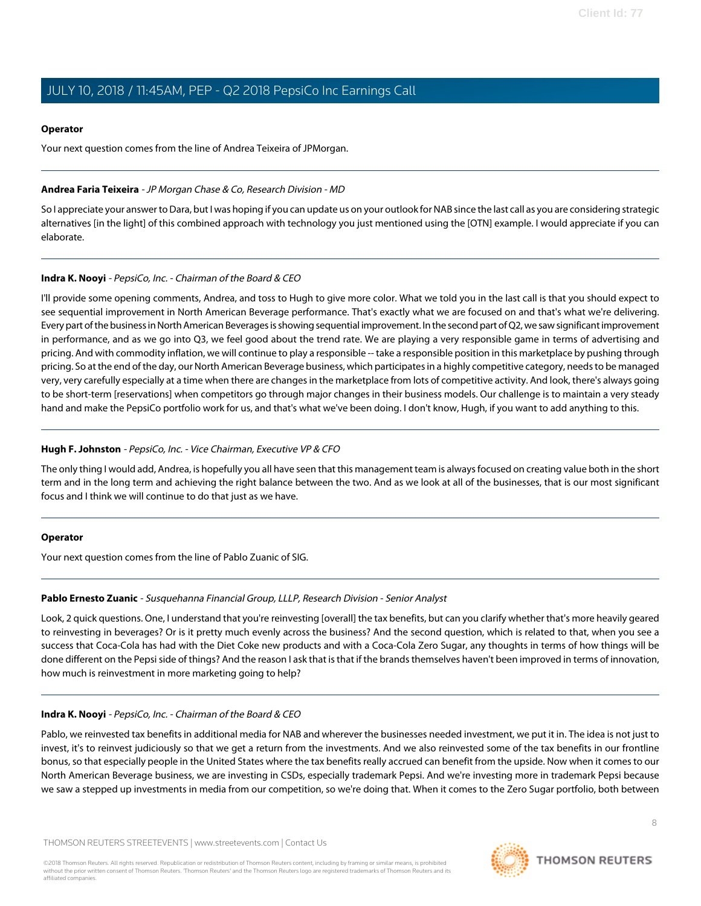**Operator**

Your next question comes from the line of Andrea Teixeira of JPMorgan.

---

**Andrea Faria Teixeira** - *JP Morgan Chase & Co, Research Division - MD*

So I appreciate your answer to Dara, but I was hoping if you can update us on your outlook for NAB since the last call as you are considering strategic alternatives [in the light] of this combined approach with technology you just mentioned using the [OTN] example. I would appreciate if you can elaborate.

---

**Indra K. Nooyi** - *PepsiCo, Inc. - Chairman of the Board & CEO*

I'll provide some opening comments, Andrea, and toss to Hugh to give more color. What we told you in the last call is that you should expect to see sequential improvement in North American Beverage performance. That's exactly what we are focused on and that's what we're delivering. Every part of the business in North American Beverages is showing sequential improvement. In the second part of Q2, we saw significant improvement in performance, and as we go into Q3, we feel good about the trend rate. We are playing a very responsible game in terms of advertising and pricing. And with commodity inflation, we will continue to play a responsible -- take a responsible position in this marketplace by pushing through pricing. So at the end of the day, our North American Beverage business, which participates in a highly competitive category, needs to be managed very, very carefully especially at a time when there are changes in the marketplace from lots of competitive activity. And look, there's always going to be short-term [reservations] when competitors go through major changes in their business models. Our challenge is to maintain a very steady hand and make the PepsiCo portfolio work for us, and that's what we've been doing. I don't know, Hugh, if you want to add anything to this.

---

**Hugh F. Johnston** - *PepsiCo, Inc. - Vice Chairman, Executive VP & CFO*

The only thing I would add, Andrea, is hopefully you all have seen that this management team is always focused on creating value both in the short term and in the long term and achieving the right balance between the two. And as we look at all of the businesses, that is our most significant focus and I think we will continue to do that just as we have.

---

**Operator**

Your next question comes from the line of Pablo Zuanic of SIG.

---

**Pablo Ernesto Zuanic** - *Susquehanna Financial Group, LLLP, Research Division - Senior Analyst*

Look, 2 quick questions. One, I understand that you're reinvesting [overall] the tax benefits, but can you clarify whether that's more heavily geared to reinvesting in beverages? Or is it pretty much evenly across the business? And the second question, which is related to that, when you see a success that Coca-Cola has had with the Diet Coke new products and with a Coca-Cola Zero Sugar, any thoughts in terms of how things will be done different on the Pepsi side of things? And the reason I ask that is that if the brands themselves haven't been improved in terms of innovation, how much is reinvestment in more marketing going to help?

---

**Indra K. Nooyi** - *PepsiCo, Inc. - Chairman of the Board & CEO*

Pablo, we reinvested tax benefits in additional media for NAB and wherever the businesses needed investment, we put it in. The idea is not just to invest, it's to reinvest judiciously so that we get a return from the investments. And we also reinvested some of the tax benefits in our frontline bonus, so that especially people in the United States where the tax benefits really accrued can benefit from the upside. Now when it comes to our North American Beverage business, we are investing in CSDs, especially trademark Pepsi. And we're investing more in trademark Pepsi because we saw a stepped up investments in media from our competition, so we're doing that. When it comes to the Zero Sugar portfolio, both between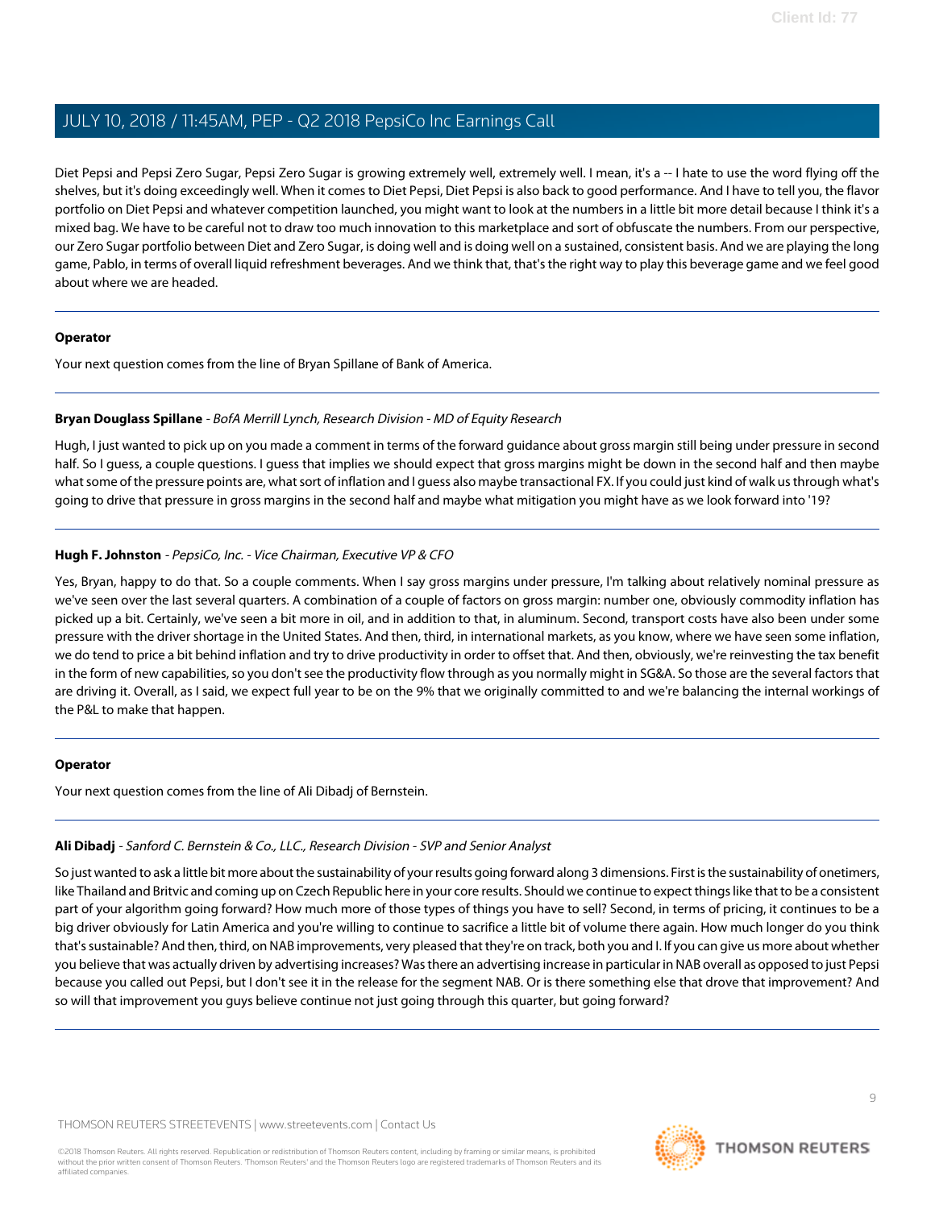Diet Pepsi and Pepsi Zero Sugar, Pepsi Zero Sugar is growing extremely well, extremely well. I mean, it's a -- I hate to use the word flying off the shelves, but it's doing exceedingly well. When it comes to Diet Pepsi, Diet Pepsi is also back to good performance. And I have to tell you, the flavor portfolio on Diet Pepsi and whatever competition launched, you might want to look at the numbers in a little bit more detail because I think it's a mixed bag. We have to be careful not to draw too much innovation to this marketplace and sort of obfuscate the numbers. From our perspective, our Zero Sugar portfolio between Diet and Zero Sugar, is doing well and is doing well on a sustained, consistent basis. And we are playing the long game, Pablo, in terms of overall liquid refreshment beverages. And we think that, that's the right way to play this beverage game and we feel good about where we are headed.

---

**Operator**

Your next question comes from the line of Bryan Spillane of Bank of America.

---

**Bryan Douglass Spillane** - *BofA Merrill Lynch, Research Division - MD of Equity Research*

Hugh, I just wanted to pick up on you made a comment in terms of the forward guidance about gross margin still being under pressure in second half. So I guess, a couple questions. I guess that implies we should expect that gross margins might be down in the second half and then maybe what some of the pressure points are, what sort of inflation and I guess also maybe transactional FX. If you could just kind of walk us through what's going to drive that pressure in gross margins in the second half and maybe what mitigation you might have as we look forward into '19?

---

**Hugh F. Johnston** - *PepsiCo, Inc. - Vice Chairman, Executive VP & CFO*

Yes, Bryan, happy to do that. So a couple comments. When I say gross margins under pressure, I'm talking about relatively nominal pressure as we've seen over the last several quarters. A combination of a couple of factors on gross margin: number one, obviously commodity inflation has picked up a bit. Certainly, we've seen a bit more in oil, and in addition to that, in aluminum. Second, transport costs have also been under some pressure with the driver shortage in the United States. And then, third, in international markets, as you know, where we have seen some inflation, we do tend to price a bit behind inflation and try to drive productivity in order to offset that. And then, obviously, we're reinvesting the tax benefit in the form of new capabilities, so you don't see the productivity flow through as you normally might in SG&A. So those are the several factors that are driving it. Overall, as I said, we expect full year to be on the 9% that we originally committed to and we're balancing the internal workings of the P&L to make that happen.

---

**Operator**

Your next question comes from the line of Ali Dibadj of Bernstein.

---

**Ali Dibadj** - *Sanford C. Bernstein & Co., LLC., Research Division - SVP and Senior Analyst*

So just wanted to ask a little bit more about the sustainability of your results going forward along 3 dimensions. First is the sustainability of onetimers, like Thailand and Britvic and coming up on Czech Republic here in your core results. Should we continue to expect things like that to be a consistent part of your algorithm going forward? How much more of those types of things you have to sell? Second, in terms of pricing, it continues to be a big driver obviously for Latin America and you're willing to continue to sacrifice a little bit of volume there again. How much longer do you think that's sustainable? And then, third, on NAB improvements, very pleased that they're on track, both you and I. If you can give us more about whether you believe that was actually driven by advertising increases? Was there an advertising increase in particular in NAB overall as opposed to just Pepsi because you called out Pepsi, but I don't see it in the release for the segment NAB. Or is there something else that drove that improvement? And so will that improvement you guys believe continue not just going through this quarter, but going forward?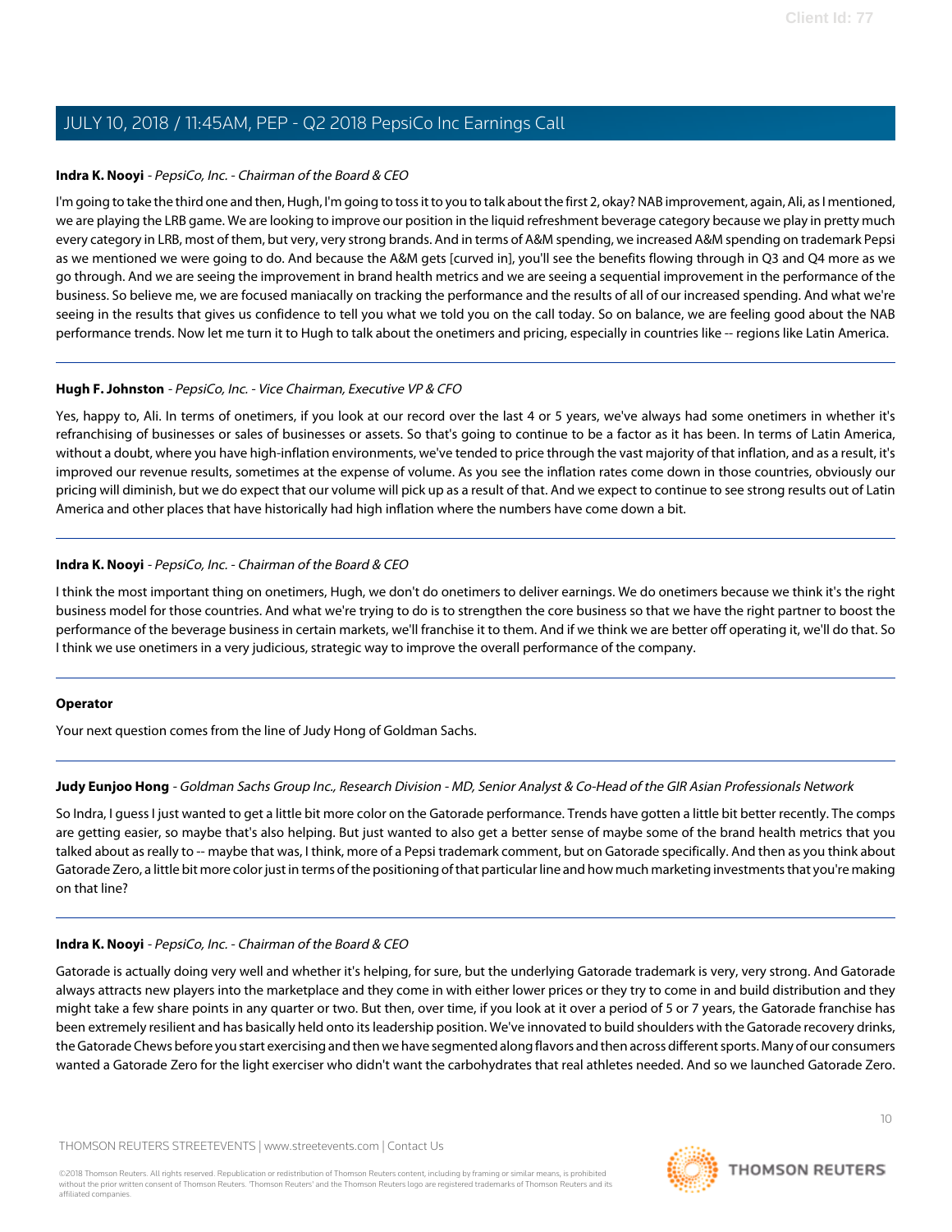**Indra K. Nooyi** - *PepsiCo, Inc. - Chairman of the Board & CEO*

I'm going to take the third one and then, Hugh, I'm going to toss it to you to talk about the first 2, okay? NAB improvement, again, Ali, as I mentioned, we are playing the LRB game. We are looking to improve our position in the liquid refreshment beverage category because we play in pretty much every category in LRB, most of them, but very, very strong brands. And in terms of A&M spending, we increased A&M spending on trademark Pepsi as we mentioned we were going to do. And because the A&M gets [curved in], you'll see the benefits flowing through in Q3 and Q4 more as we go through. And we are seeing the improvement in brand health metrics and we are seeing a sequential improvement in the performance of the business. So believe me, we are focused maniacally on tracking the performance and the results of all of our increased spending. And what we're seeing in the results that gives us confidence to tell you what we told you on the call today. So on balance, we are feeling good about the NAB performance trends. Now let me turn it to Hugh to talk about the onetimers and pricing, especially in countries like -- regions like Latin America.

---

**Hugh F. Johnston** - *PepsiCo, Inc. - Vice Chairman, Executive VP & CFO*

Yes, happy to, Ali. In terms of onetimers, if you look at our record over the last 4 or 5 years, we've always had some onetimers in whether it's refranchising of businesses or sales of businesses or assets. So that's going to continue to be a factor as it has been. In terms of Latin America, without a doubt, where you have high-inflation environments, we've tended to price through the vast majority of that inflation, and as a result, it's improved our revenue results, sometimes at the expense of volume. As you see the inflation rates come down in those countries, obviously our pricing will diminish, but we do expect that our volume will pick up as a result of that. And we expect to continue to see strong results out of Latin America and other places that have historically had high inflation where the numbers have come down a bit.

---

**Indra K. Nooyi** - *PepsiCo, Inc. - Chairman of the Board & CEO*

I think the most important thing on onetimers, Hugh, we don't do onetimers to deliver earnings. We do onetimers because we think it's the right business model for those countries. And what we're trying to do is to strengthen the core business so that we have the right partner to boost the performance of the beverage business in certain markets, we'll franchise it to them. And if we think we are better off operating it, we'll do that. So I think we use onetimers in a very judicious, strategic way to improve the overall performance of the company.

---

**Operator**

Your next question comes from the line of Judy Hong of Goldman Sachs.

---

**Judy Eunjoo Hong** - *Goldman Sachs Group Inc., Research Division - MD, Senior Analyst & Co-Head of the GIR Asian Professionals Network*

So Indra, I guess I just wanted to get a little bit more color on the Gatorade performance. Trends have gotten a little bit better recently. The comps are getting easier, so maybe that's also helping. But just wanted to also get a better sense of maybe some of the brand health metrics that you talked about as really to -- maybe that was, I think, more of a Pepsi trademark comment, but on Gatorade specifically. And then as you think about Gatorade Zero, a little bit more color just in terms of the positioning of that particular line and how much marketing investments that you're making on that line?

---

**Indra K. Nooyi** - *PepsiCo, Inc. - Chairman of the Board & CEO*

Gatorade is actually doing very well and whether it's helping, for sure, but the underlying Gatorade trademark is very, very strong. And Gatorade always attracts new players into the marketplace and they come in with either lower prices or they try to come in and build distribution and they might take a few share points in any quarter or two. But then, over time, if you look at it over a period of 5 or 7 years, the Gatorade franchise has been extremely resilient and has basically held onto its leadership position. We've innovated to build shoulders with the Gatorade recovery drinks, the Gatorade Chews before you start exercising and then we have segmented along flavors and then across different sports. Many of our consumers wanted a Gatorade Zero for the light exerciser who didn't want the carbohydrates that real athletes needed. And so we launched Gatorade Zero.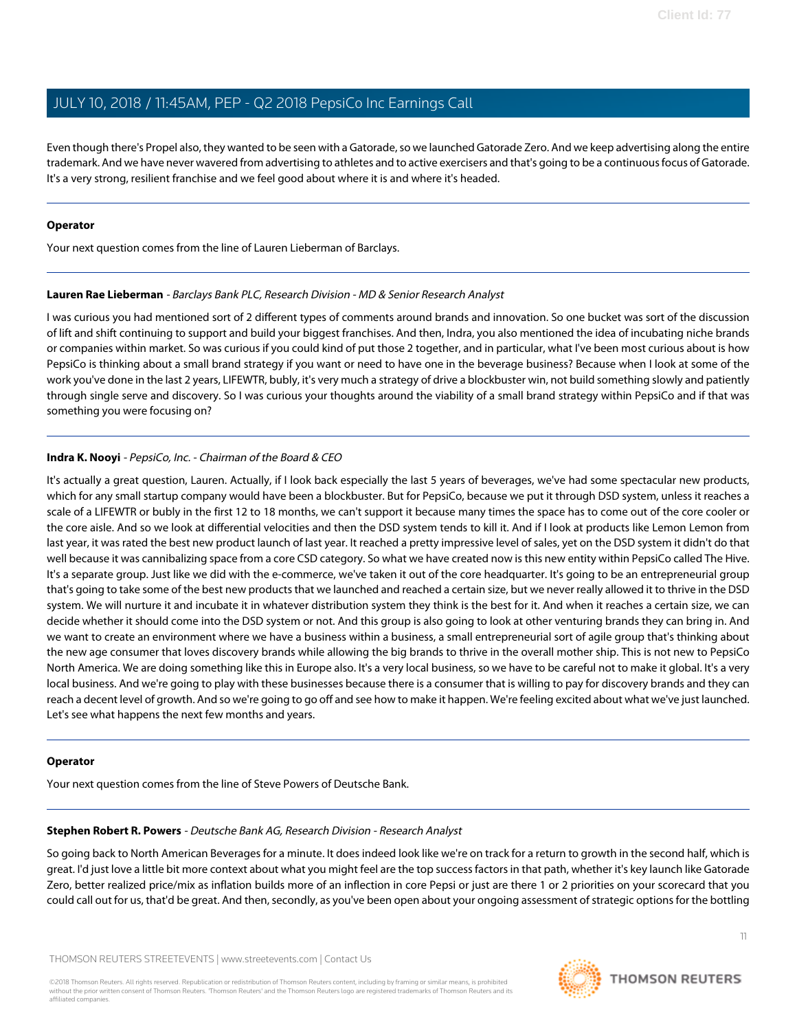Even though there's Propel also, they wanted to be seen with a Gatorade, so we launched Gatorade Zero. And we keep advertising along the entire trademark. And we have never wavered from advertising to athletes and to active exercisers and that's going to be a continuous focus of Gatorade. It's a very strong, resilient franchise and we feel good about where it is and where it's headed.

---

**Operator**

Your next question comes from the line of Lauren Lieberman of Barclays.

---

**Lauren Rae Lieberman** - *Barclays Bank PLC, Research Division - MD & Senior Research Analyst*

I was curious you had mentioned sort of 2 different types of comments around brands and innovation. So one bucket was sort of the discussion of lift and shift continuing to support and build your biggest franchises. And then, Indra, you also mentioned the idea of incubating niche brands or companies within market. So was curious if you could kind of put those 2 together, and in particular, what I've been most curious about is how PepsiCo is thinking about a small brand strategy if you want or need to have one in the beverage business? Because when I look at some of the work you've done in the last 2 years, LIFEWTR, bubly, it's very much a strategy of drive a blockbuster win, not build something slowly and patiently through single serve and discovery. So I was curious your thoughts around the viability of a small brand strategy within PepsiCo and if that was something you were focusing on?

---

**Indra K. Nooyi** - *PepsiCo, Inc. - Chairman of the Board & CEO*

It's actually a great question, Lauren. Actually, if I look back especially the last 5 years of beverages, we've had some spectacular new products, which for any small startup company would have been a blockbuster. But for PepsiCo, because we put it through DSD system, unless it reaches a scale of a LIFEWTR or bubly in the first 12 to 18 months, we can't support it because many times the space has to come out of the core cooler or the core aisle. And so we look at differential velocities and then the DSD system tends to kill it. And if I look at products like Lemon Lemon from last year, it was rated the best new product launch of last year. It reached a pretty impressive level of sales, yet on the DSD system it didn't do that well because it was cannibalizing space from a core CSD category. So what we have created now is this new entity within PepsiCo called The Hive. It's a separate group. Just like we did with the e-commerce, we've taken it out of the core headquarter. It's going to be an entrepreneurial group that's going to take some of the best new products that we launched and reached a certain size, but we never really allowed it to thrive in the DSD system. We will nurture it and incubate it in whatever distribution system they think is the best for it. And when it reaches a certain size, we can decide whether it should come into the DSD system or not. And this group is also going to look at other venturing brands they can bring in. And we want to create an environment where we have a business within a business, a small entrepreneurial sort of agile group that's thinking about the new age consumer that loves discovery brands while allowing the big brands to thrive in the overall mother ship. This is not new to PepsiCo North America. We are doing something like this in Europe also. It's a very local business, so we have to be careful not to make it global. It's a very local business. And we're going to play with these businesses because there is a consumer that is willing to pay for discovery brands and they can reach a decent level of growth. And so we're going to go off and see how to make it happen. We're feeling excited about what we've just launched. Let's see what happens the next few months and years.

---

**Operator**

Your next question comes from the line of Steve Powers of Deutsche Bank.

---

**Stephen Robert R. Powers** - *Deutsche Bank AG, Research Division - Research Analyst*

So going back to North American Beverages for a minute. It does indeed look like we're on track for a return to growth in the second half, which is great. I'd just love a little bit more context about what you might feel are the top success factors in that path, whether it's key launch like Gatorade Zero, better realized price/mix as inflation builds more of an inflection in core Pepsi or just are there 1 or 2 priorities on your scorecard that you could call out for us, that'd be great. And then, secondly, as you've been open about your ongoing assessment of strategic options for the bottling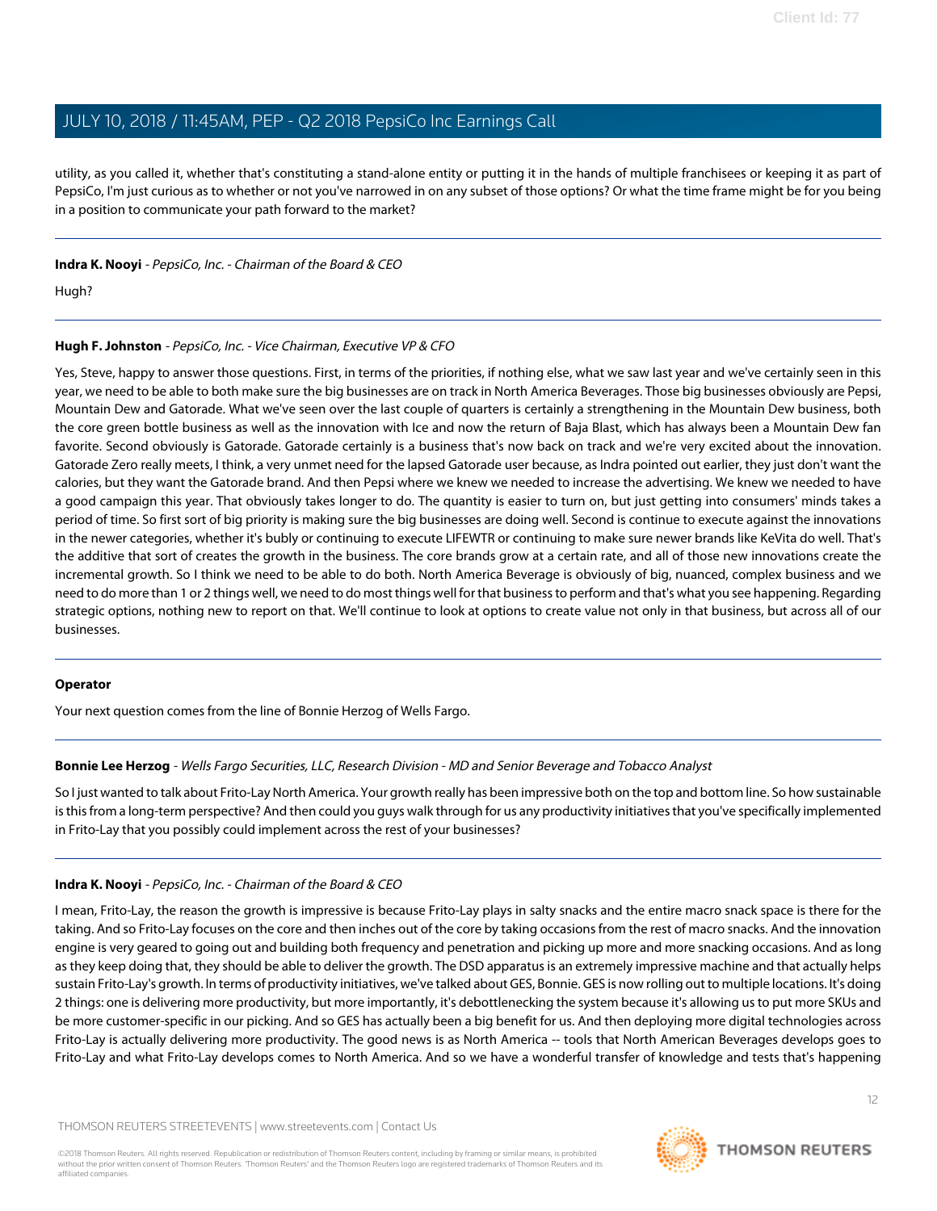utility, as you called it, whether that's constituting a stand-alone entity or putting it in the hands of multiple franchisees or keeping it as part of PepsiCo, I'm just curious as to whether or not you've narrowed in on any subset of those options? Or what the time frame might be for you being in a position to communicate your path forward to the market?

---

**Indra K. Nooyi** - *PepsiCo, Inc. - Chairman of the Board & CEO*

Hugh?

---

**Hugh F. Johnston** - *PepsiCo, Inc. - Vice Chairman, Executive VP & CFO*

Yes, Steve, happy to answer those questions. First, in terms of the priorities, if nothing else, what we saw last year and we've certainly seen in this year, we need to be able to both make sure the big businesses are on track in North America Beverages. Those big businesses obviously are Pepsi, Mountain Dew and Gatorade. What we've seen over the last couple of quarters is certainly a strengthening in the Mountain Dew business, both the core green bottle business as well as the innovation with Ice and now the return of Baja Blast, which has always been a Mountain Dew fan favorite. Second obviously is Gatorade. Gatorade certainly is a business that's now back on track and we're very excited about the innovation. Gatorade Zero really meets, I think, a very unmet need for the lapsed Gatorade user because, as Indra pointed out earlier, they just don't want the calories, but they want the Gatorade brand. And then Pepsi where we knew we needed to increase the advertising. We knew we needed to have a good campaign this year. That obviously takes longer to do. The quantity is easier to turn on, but just getting into consumers' minds takes a period of time. So first sort of big priority is making sure the big businesses are doing well. Second is continue to execute against the innovations in the newer categories, whether it's bubly or continuing to execute LIFEWTR or continuing to make sure newer brands like KeVita do well. That's the additive that sort of creates the growth in the business. The core brands grow at a certain rate, and all of those new innovations create the incremental growth. So I think we need to be able to do both. North America Beverage is obviously of big, nuanced, complex business and we need to do more than 1 or 2 things well, we need to do most things well for that business to perform and that's what you see happening. Regarding strategic options, nothing new to report on that. We'll continue to look at options to create value not only in that business, but across all of our businesses.

---

**Operator**

Your next question comes from the line of Bonnie Herzog of Wells Fargo.

---

**Bonnie Lee Herzog** - *Wells Fargo Securities, LLC, Research Division - MD and Senior Beverage and Tobacco Analyst*

So I just wanted to talk about Frito-Lay North America. Your growth really has been impressive both on the top and bottom line. So how sustainable is this from a long-term perspective? And then could you guys walk through for us any productivity initiatives that you've specifically implemented in Frito-Lay that you possibly could implement across the rest of your businesses?

---

**Indra K. Nooyi** - *PepsiCo, Inc. - Chairman of the Board & CEO*

I mean, Frito-Lay, the reason the growth is impressive is because Frito-Lay plays in salty snacks and the entire macro snack space is there for the taking. And so Frito-Lay focuses on the core and then inches out of the core by taking occasions from the rest of macro snacks. And the innovation engine is very geared to going out and building both frequency and penetration and picking up more and more snacking occasions. And as long as they keep doing that, they should be able to deliver the growth. The DSD apparatus is an extremely impressive machine and that actually helps sustain Frito-Lay's growth. In terms of productivity initiatives, we've talked about GES, Bonnie. GES is now rolling out to multiple locations. It's doing 2 things: one is delivering more productivity, but more importantly, it's debottlenecking the system because it's allowing us to put more SKUs and be more customer-specific in our picking. And so GES has actually been a big benefit for us. And then deploying more digital technologies across Frito-Lay is actually delivering more productivity. The good news is as North America -- tools that North American Beverages develops goes to Frito-Lay and what Frito-Lay develops comes to North America. And so we have a wonderful transfer of knowledge and tests that's happening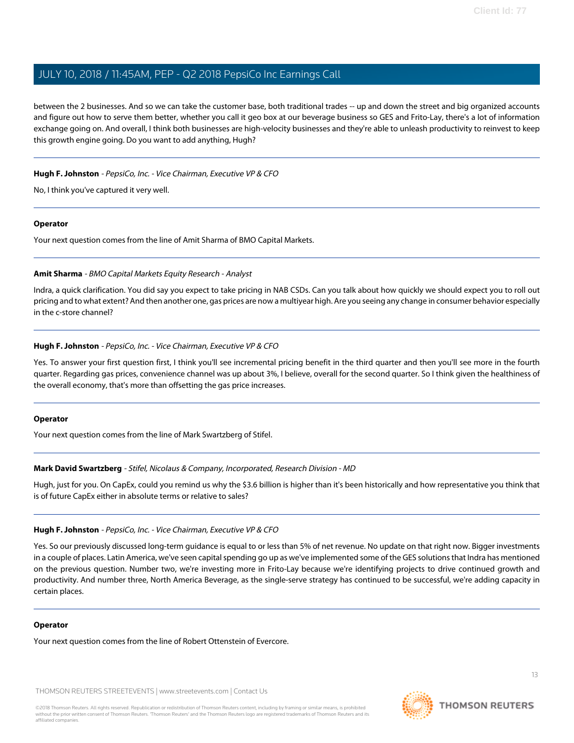between the 2 businesses. And so we can take the customer base, both traditional trades -- up and down the street and big organized accounts and figure out how to serve them better, whether you call it geo box at our beverage business so GES and Frito-Lay, there's a lot of information exchange going on. And overall, I think both businesses are high-velocity businesses and they're able to unleash productivity to reinvest to keep this growth engine going. Do you want to add anything, Hugh?

---

**Hugh F. Johnston** - *PepsiCo, Inc. - Vice Chairman, Executive VP & CFO*

No, I think you've captured it very well.

---

**Operator**

Your next question comes from the line of Amit Sharma of BMO Capital Markets.

---

**Amit Sharma** - *BMO Capital Markets Equity Research - Analyst*

Indra, a quick clarification. You did say you expect to take pricing in NAB CSDs. Can you talk about how quickly we should expect you to roll out pricing and to what extent? And then another one, gas prices are now a multiyear high. Are you seeing any change in consumer behavior especially in the c-store channel?

---

**Hugh F. Johnston** - *PepsiCo, Inc. - Vice Chairman, Executive VP & CFO*

Yes. To answer your first question first, I think you'll see incremental pricing benefit in the third quarter and then you'll see more in the fourth quarter. Regarding gas prices, convenience channel was up about 3%, I believe, overall for the second quarter. So I think given the healthiness of the overall economy, that's more than offsetting the gas price increases.

---

**Operator**

Your next question comes from the line of Mark Swartzberg of Stifel.

---

**Mark David Swartzberg** - *Stifel, Nicolaus & Company, Incorporated, Research Division - MD*

Hugh, just for you. On CapEx, could you remind us why the $3.6 billion is higher than it's been historically and how representative you think that is of future CapEx either in absolute terms or relative to sales?

---

**Hugh F. Johnston** - *PepsiCo, Inc. - Vice Chairman, Executive VP & CFO*

Yes. So our previously discussed long-term guidance is equal to or less than 5% of net revenue. No update on that right now. Bigger investments in a couple of places. Latin America, we've seen capital spending go up as we've implemented some of the GES solutions that Indra has mentioned on the previous question. Number two, we're investing more in Frito-Lay because we're identifying projects to drive continued growth and productivity. And number three, North America Beverage, as the single-serve strategy has continued to be successful, we're adding capacity in certain places.

---

**Operator**

Your next question comes from the line of Robert Ottenstein of Evercore.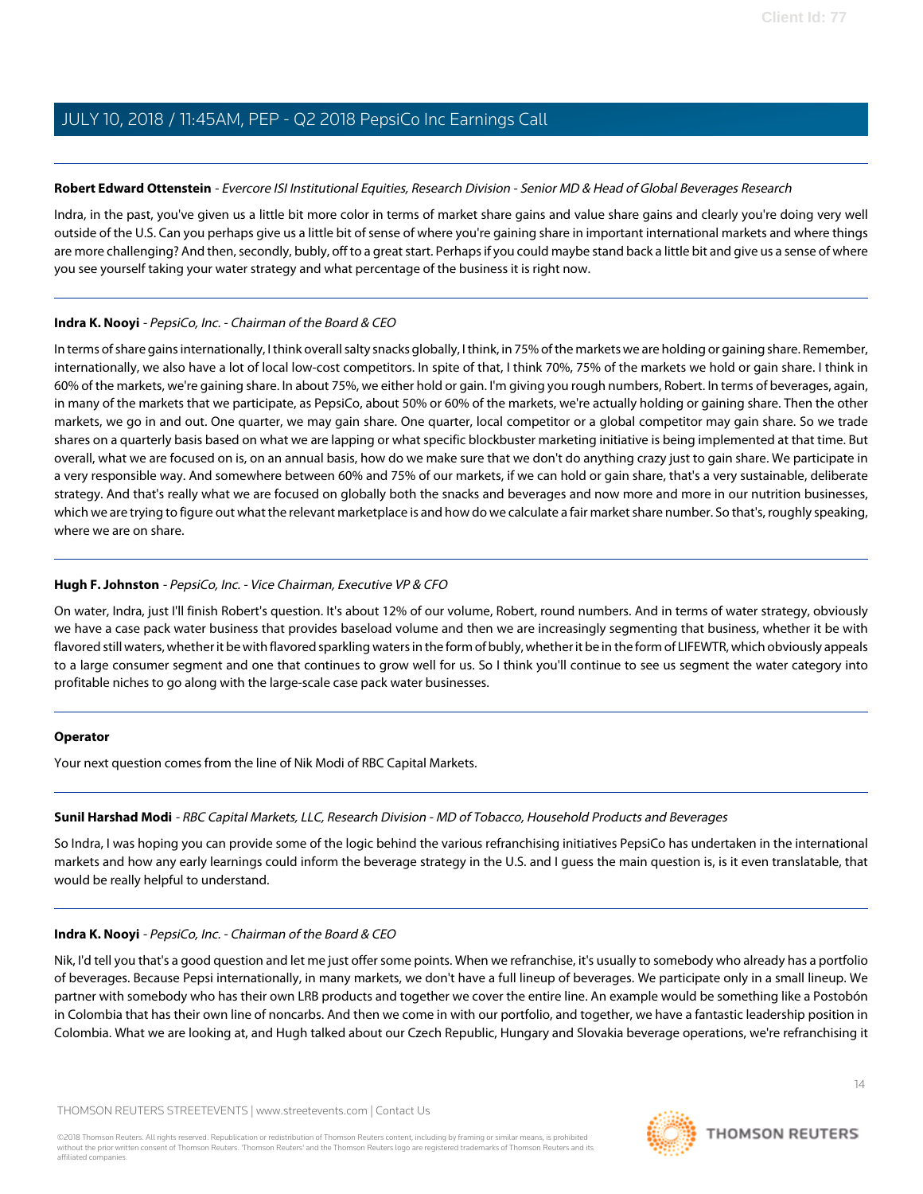**Robert Edward Ottenstein** - *Evercore ISI Institutional Equities, Research Division - Senior MD & Head of Global Beverages Research*

Indra, in the past, you've given us a little bit more color in terms of market share gains and value share gains and clearly you're doing very well outside of the U.S. Can you perhaps give us a little bit of sense of where you're gaining share in important international markets and where things are more challenging? And then, secondly, bubly, off to a great start. Perhaps if you could maybe stand back a little bit and give us a sense of where you see yourself taking your water strategy and what percentage of the business it is right now.

---

**Indra K. Nooyi** - *PepsiCo, Inc. - Chairman of the Board & CEO*

In terms of share gains internationally, I think overall salty snacks globally, I think, in 75% of the markets we are holding or gaining share. Remember, internationally, we also have a lot of local low-cost competitors. In spite of that, I think 70%, 75% of the markets we hold or gain share. I think in 60% of the markets, we're gaining share. In about 75%, we either hold or gain. I'm giving you rough numbers, Robert. In terms of beverages, again, in many of the markets that we participate, as PepsiCo, about 50% or 60% of the markets, we're actually holding or gaining share. Then the other markets, we go in and out. One quarter, we may gain share. One quarter, local competitor or a global competitor may gain share. So we trade shares on a quarterly basis based on what we are lapping or what specific blockbuster marketing initiative is being implemented at that time. But overall, what we are focused on is, on an annual basis, how do we make sure that we don't do anything crazy just to gain share. We participate in a very responsible way. And somewhere between 60% and 75% of our markets, if we can hold or gain share, that's a very sustainable, deliberate strategy. And that's really what we are focused on globally both the snacks and beverages and now more and more in our nutrition businesses, which we are trying to figure out what the relevant marketplace is and how do we calculate a fair market share number. So that's, roughly speaking, where we are on share.

---

**Hugh F. Johnston** - *PepsiCo, Inc. - Vice Chairman, Executive VP & CFO*

On water, Indra, just I'll finish Robert's question. It's about 12% of our volume, Robert, round numbers. And in terms of water strategy, obviously we have a case pack water business that provides baseload volume and then we are increasingly segmenting that business, whether it be with flavored still waters, whether it be with flavored sparkling waters in the form of bubly, whether it be in the form of LIFEWTR, which obviously appeals to a large consumer segment and one that continues to grow well for us. So I think you'll continue to see us segment the water category into profitable niches to go along with the large-scale case pack water businesses.

---

**Operator**

Your next question comes from the line of Nik Modi of RBC Capital Markets.

---

**Sunil Harshad Modi** - *RBC Capital Markets, LLC, Research Division - MD of Tobacco, Household Products and Beverages*

So Indra, I was hoping you can provide some of the logic behind the various refranchising initiatives PepsiCo has undertaken in the international markets and how any early learnings could inform the beverage strategy in the U.S. and I guess the main question is, is it even translatable, that would be really helpful to understand.

---

**Indra K. Nooyi** - *PepsiCo, Inc. - Chairman of the Board & CEO*

Nik, I'd tell you that's a good question and let me just offer some points. When we refranchise, it's usually to somebody who already has a portfolio of beverages. Because Pepsi internationally, in many markets, we don't have a full lineup of beverages. We participate only in a small lineup. We partner with somebody who has their own LRB products and together we cover the entire line. An example would be something like a Postobón in Colombia that has their own line of noncarbs. And then we come in with our portfolio, and together, we have a fantastic leadership position in Colombia. What we are looking at, and Hugh talked about our Czech Republic, Hungary and Slovakia beverage operations, we're refranchising it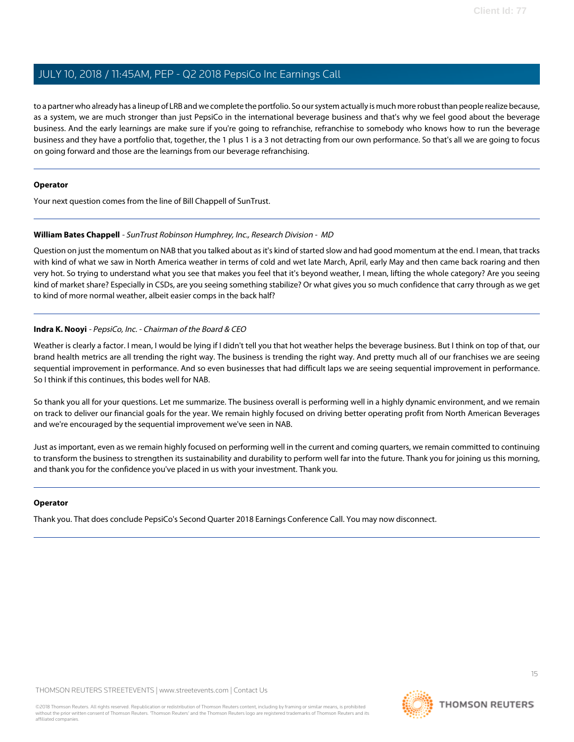to a partner who already has a lineup of LRB and we complete the portfolio. So our system actually is much more robust than people realize because, as a system, we are much stronger than just PepsiCo in the international beverage business and that's why we feel good about the beverage business. And the early learnings are make sure if you're going to refranchise, refranchise to somebody who knows how to run the beverage business and they have a portfolio that, together, the 1 plus 1 is a 3 not detracting from our own performance. So that's all we are going to focus on going forward and those are the learnings from our beverage refranchising.

---

**Operator**

Your next question comes from the line of Bill Chappell of SunTrust.

---

**William Bates Chappell** - *SunTrust Robinson Humphrey, Inc., Research Division - MD*

Question on just the momentum on NAB that you talked about as it's kind of started slow and had good momentum at the end. I mean, that tracks with kind of what we saw in North America weather in terms of cold and wet late March, April, early May and then came back roaring and then very hot. So trying to understand what you see that makes you feel that it's beyond weather, I mean, lifting the whole category? Are you seeing kind of market share? Especially in CSDs, are you seeing something stabilize? Or what gives you so much confidence that carry through as we get to kind of more normal weather, albeit easier comps in the back half?

---

**Indra K. Nooyi** - *PepsiCo, Inc. - Chairman of the Board & CEO*

Weather is clearly a factor. I mean, I would be lying if I didn't tell you that hot weather helps the beverage business. But I think on top of that, our brand health metrics are all trending the right way. The business is trending the right way. And pretty much all of our franchises we are seeing sequential improvement in performance. And so even businesses that had difficult laps we are seeing sequential improvement in performance. So I think if this continues, this bodes well for NAB.

So thank you all for your questions. Let me summarize. The business overall is performing well in a highly dynamic environment, and we remain on track to deliver our financial goals for the year. We remain highly focused on driving better operating profit from North American Beverages and we're encouraged by the sequential improvement we've seen in NAB.

Just as important, even as we remain highly focused on performing well in the current and coming quarters, we remain committed to continuing to transform the business to strengthen its sustainability and durability to perform well far into the future. Thank you for joining us this morning, and thank you for the confidence you've placed in us with your investment. Thank you.

---

**Operator**

Thank you. That does conclude PepsiCo's Second Quarter 2018 Earnings Conference Call. You may now disconnect.

---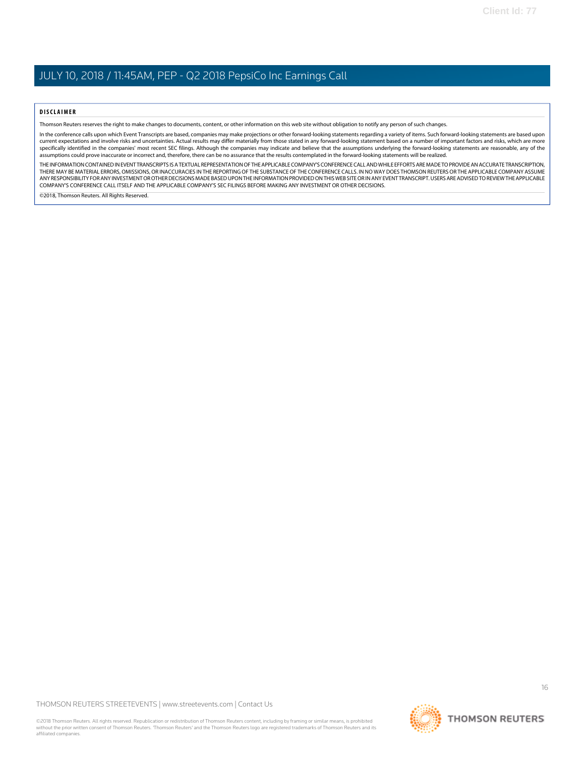## DISCLAIMER

Thomson Reuters reserves the right to make changes to documents, content, or other information on this web site without obligation to notify any person of such changes.

In the conference calls upon which Event Transcripts are based, companies may make projections or other forward-looking statements regarding a variety of items. Such forward-looking statements are based upon current expectations and involve risks and uncertainties. Actual results may differ materially from those stated in any forward-looking statement based on a number of important factors and risks, which are more specifically identified in the companies' most recent SEC filings. Although the companies may indicate and believe that the assumptions underlying the forward-looking statements are reasonable, any of the assumptions could prove inaccurate or incorrect and, therefore, there can be no assurance that the results contemplated in the forward-looking statements will be realized.

THE INFORMATION CONTAINED IN EVENT TRANSCRIPTS IS A TEXTUAL REPRESENTATION OF THE APPLICABLE COMPANY'S CONFERENCE CALL AND WHILE EFFORTS ARE MADE TO PROVIDE AN ACCURATE TRANSCRIPTION, THERE MAY BE MATERIAL ERRORS, OMISSIONS, OR INACCURACIES IN THE REPORTING OF THE SUBSTANCE OF THE CONFERENCE CALLS. IN NO WAY DOES THOMSON REUTERS OR THE APPLICABLE COMPANY ASSUME ANY RESPONSIBILITY FOR ANY INVESTMENT OR OTHER DECISIONS MADE BASED UPON THE INFORMATION PROVIDED ON THIS WEB SITE OR IN ANY EVENT TRANSCRIPT. USERS ARE ADVISED TO REVIEW THE APPLICABLE COMPANY'S CONFERENCE CALL ITSELF AND THE APPLICABLE COMPANY'S SEC FILINGS BEFORE MAKING ANY INVESTMENT OR OTHER DECISIONS.

©2018, Thomson Reuters. All Rights Reserved.